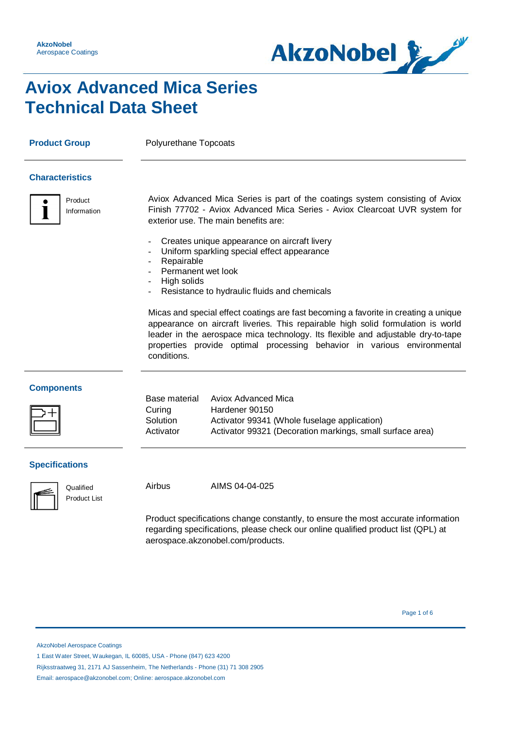# Aviox Advanced Mica Series Technical Data Sheet

## Product Group

Polyurethane Topcoats

## Characteristics

Product Information

Aviox Advanced Mica Series is part of the coatings system consisting of Aviox Finish 77702 - Aviox Advanced Mica Series - Aviox Clearcoat UVR system for exterior use. The main benefits are:

- Creates unique appearance on aircraft livery
- Uniform sparkling special effect appearance
- Repairable
- Permanent wet look
- High solids
- Resistance to hydraulic fluids and chemicals

Micas and special effect coatings are fast becoming a favorite in creating a unique appearance on aircraft liveries. This repairable high solid formulation is world leader in the aerospace mica technology. Its flexible and adjustable dry-to-tape properties provide optimal processing behavior in various environmental conditions.

## Components

| | |
|---|---|
| Base material | Aviox Advanced Mica |
| Curing Solution | Hardener 90150 |
| Activator | Activator 99341 (Whole fuselage application) |
| | Activator 99321 (Decoration markings, small surface area) |

## Specifications

Qualified Product List

| | |
|---|---|
| Airbus | AIMS 04-04-025 |

Product specifications change constantly, to ensure the most accurate information regarding specifications, please check our online qualified product list (QPL) at aerospace.akzonobel.com/products.

AkzoNobel Aerospace Coatings
1 East Water Street, Waukegan, IL 60085, USA - Phone (847) 623 4200
Rijksstraatweg 31, 2171 AJ Sassenheim, The Netherlands - Phone (31) 71 308 2905
Email: aerospace@akzonobel.com; Online: aerospace.akzonobel.com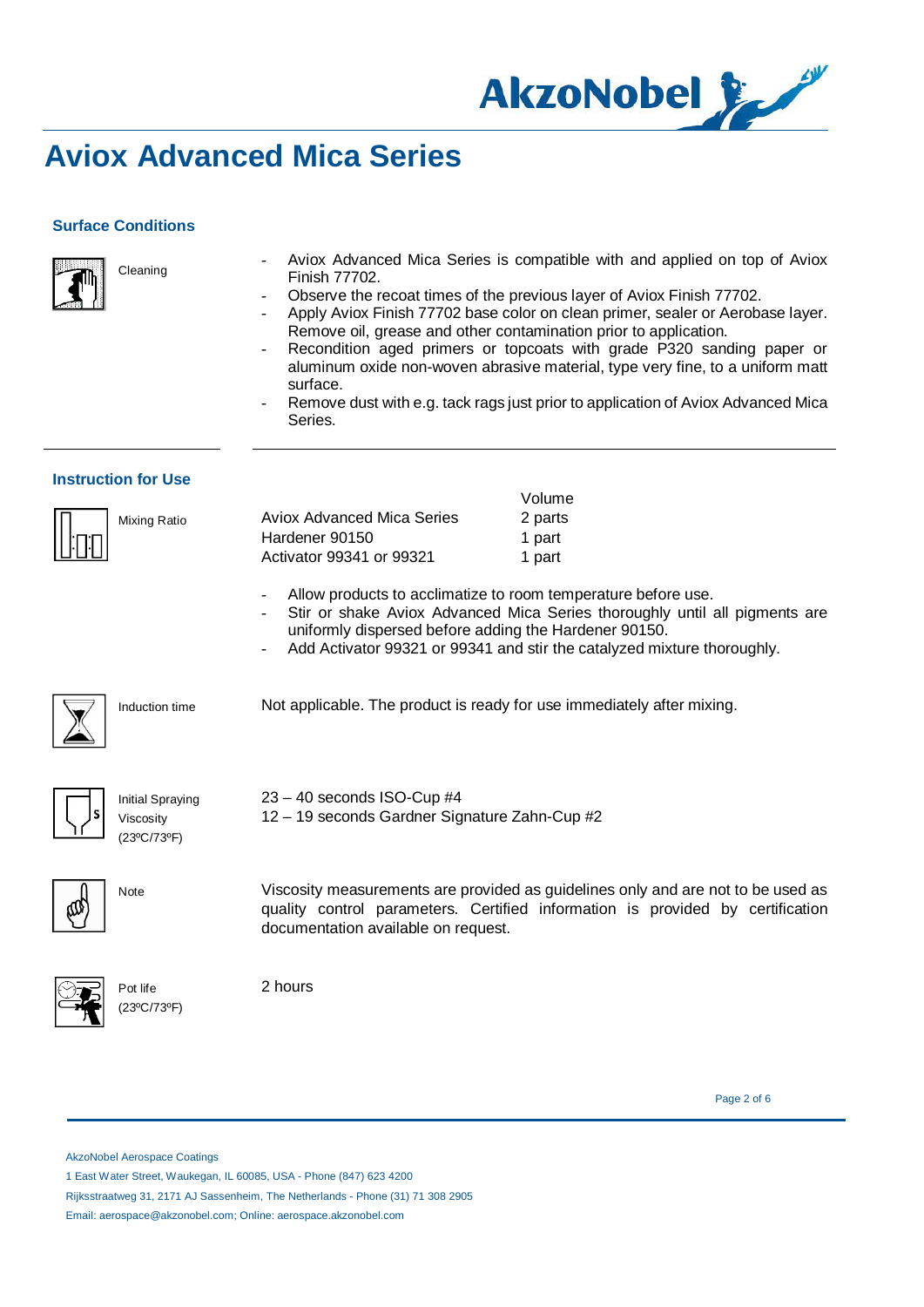# Aviox Advanced Mica Series

## Surface Conditions

**Cleaning**

- Aviox Advanced Mica Series is compatible with and applied on top of Aviox Finish 77702.
- Observe the recoat times of the previous layer of Aviox Finish 77702.
- Apply Aviox Finish 77702 base color on clean primer, sealer or Aerobase layer. Remove oil, grease and other contamination prior to application.
- Recondition aged primers or topcoats with grade P320 sanding paper or aluminum oxide non-woven abrasive material, type very fine, to a uniform matt surface.
- Remove dust with e.g. tack rags just prior to application of Aviox Advanced Mica Series.

## Instruction for Use

**Mixing Ratio**

| | Volume |
|---|---|
| Aviox Advanced Mica Series | 2 parts |
| Hardener 90150 | 1 part |
| Activator 99341 or 99321 | 1 part |

- Allow products to acclimatize to room temperature before use.
- Stir or shake Aviox Advanced Mica Series thoroughly until all pigments are uniformly dispersed before adding the Hardener 90150.
- Add Activator 99321 or 99341 and stir the catalyzed mixture thoroughly.

**Induction time**

Not applicable. The product is ready for use immediately after mixing.

**Initial Spraying Viscosity (23ºC/73ºF)**

23 – 40 seconds ISO-Cup #4
12 – 19 seconds Gardner Signature Zahn-Cup #2

**Note**

Viscosity measurements are provided as guidelines only and are not to be used as quality control parameters. Certified information is provided by certification documentation available on request.

**Pot life (23ºC/73ºF)**

2 hours

AkzoNobel Aerospace Coatings
1 East Water Street, Waukegan, IL 60085, USA - Phone (847) 623 4200
Rijksstraatweg 31, 2171 AJ Sassenheim, The Netherlands - Phone (31) 71 308 2905
Email: aerospace@akzonobel.com; Online: aerospace.akzonobel.com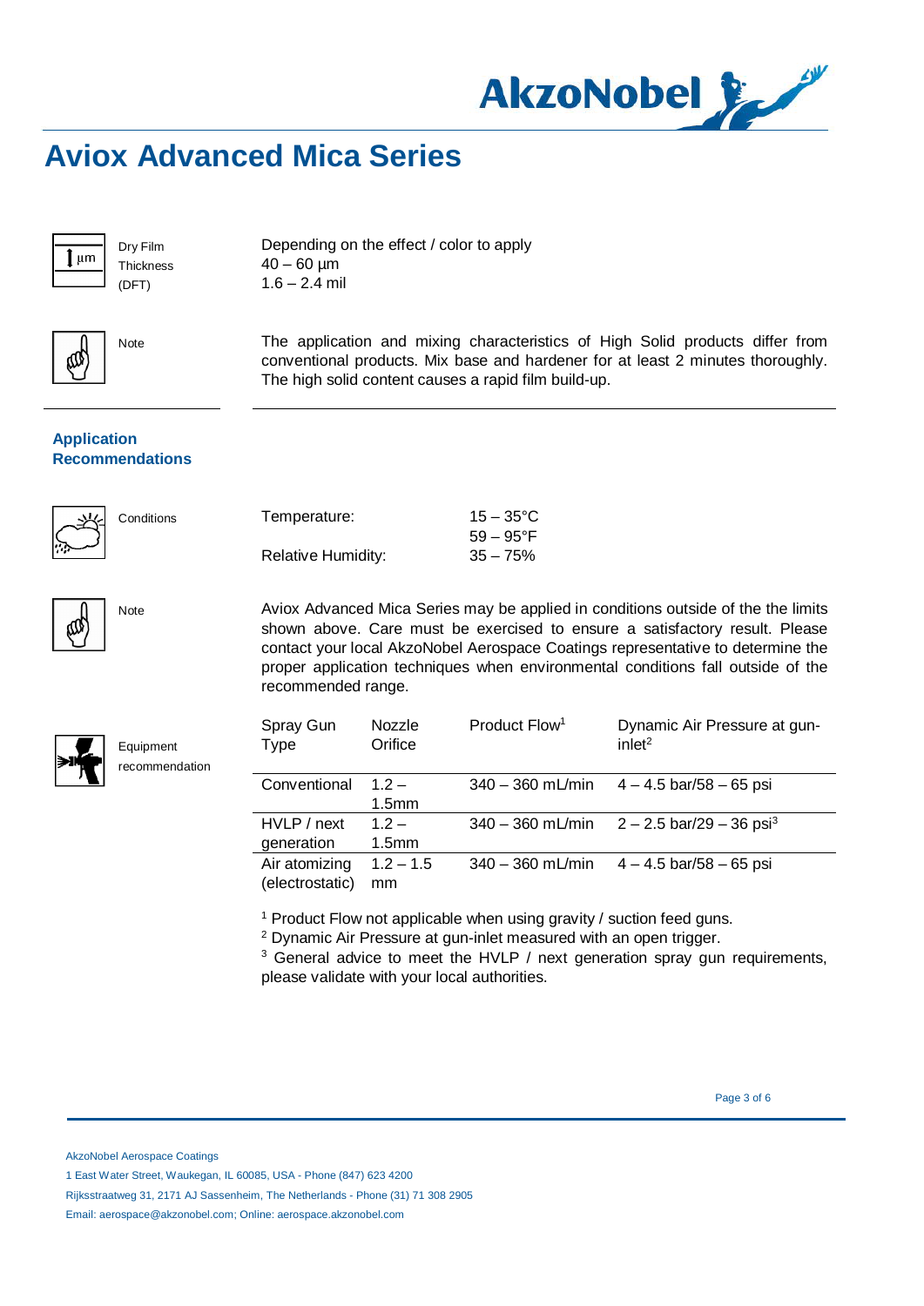# Aviox Advanced Mica Series

**Dry Film Thickness (DFT)**

Depending on the effect / color to apply
40 – 60 µm
1.6 – 2.4 mil

**Note**

The application and mixing characteristics of High Solid products differ from conventional products. Mix base and hardener for at least 2 minutes thoroughly. The high solid content causes a rapid film build-up.

## Application Recommendations

**Conditions**

| | |
|---|---|
| Temperature: | 15 – 35°C |
| | 59 – 95°F |
| Relative Humidity: | 35 – 75% |

**Note**

Aviox Advanced Mica Series may be applied in conditions outside of the the limits shown above. Care must be exercised to ensure a satisfactory result. Please contact your local AkzoNobel Aerospace Coatings representative to determine the proper application techniques when environmental conditions fall outside of the recommended range.

**Equipment recommendation**

| Spray Gun Type | Nozzle Orifice | Product Flow[1] | Dynamic Air Pressure at gun-inlet[2] |
|---|---|---|---|
| Conventional | 1.2 – 1.5mm | 340 – 360 mL/min | 4 – 4.5 bar/58 – 65 psi |
| HVLP / next generation | 1.2 – 1.5mm | 340 – 360 mL/min | 2 – 2.5 bar/29 – 36 psi[3] |
| Air atomizing (electrostatic) | 1.2 – 1.5 mm | 340 – 360 mL/min | 4 – 4.5 bar/58 – 65 psi |

[1] Product Flow not applicable when using gravity / suction feed guns.
[2] Dynamic Air Pressure at gun-inlet measured with an open trigger.
[3] General advice to meet the HVLP / next generation spray gun requirements, please validate with your local authorities.

AkzoNobel Aerospace Coatings
1 East Water Street, Waukegan, IL 60085, USA - Phone (847) 623 4200
Rijksstraatweg 31, 2171 AJ Sassenheim, The Netherlands - Phone (31) 71 308 2905
Email: aerospace@akzonobel.com; Online: aerospace.akzonobel.com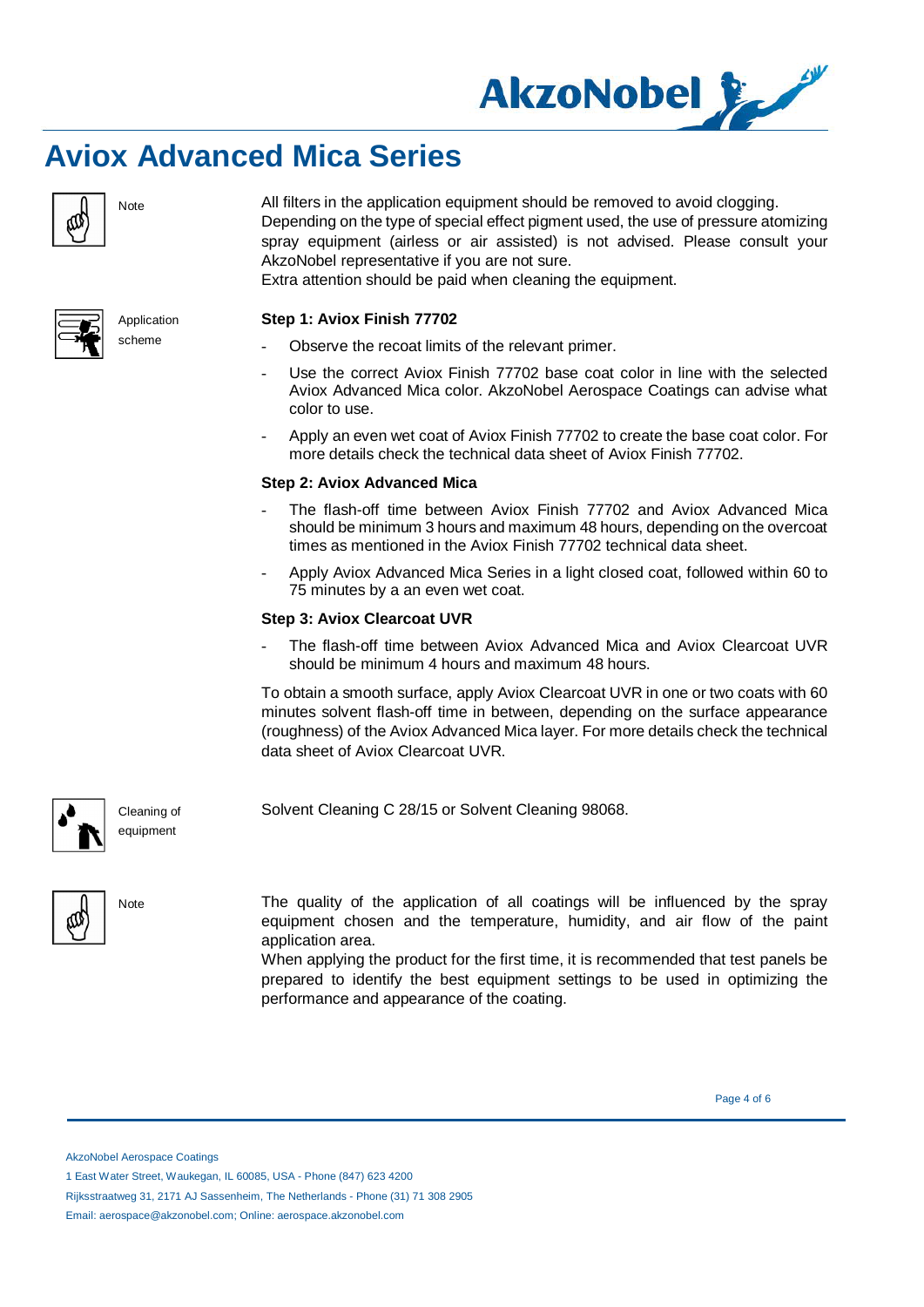# Aviox Advanced Mica Series

**Note**

All filters in the application equipment should be removed to avoid clogging.
Depending on the type of special effect pigment used, the use of pressure atomizing spray equipment (airless or air assisted) is not advised. Please consult your AkzoNobel representative if you are not sure.
Extra attention should be paid when cleaning the equipment.

**Application scheme**

**Step 1: Aviox Finish 77702**

- Observe the recoat limits of the relevant primer.
- Use the correct Aviox Finish 77702 base coat color in line with the selected Aviox Advanced Mica color. AkzoNobel Aerospace Coatings can advise what color to use.
- Apply an even wet coat of Aviox Finish 77702 to create the base coat color. For more details check the technical data sheet of Aviox Finish 77702.

**Step 2: Aviox Advanced Mica**

- The flash-off time between Aviox Finish 77702 and Aviox Advanced Mica should be minimum 3 hours and maximum 48 hours, depending on the overcoat times as mentioned in the Aviox Finish 77702 technical data sheet.
- Apply Aviox Advanced Mica Series in a light closed coat, followed within 60 to 75 minutes by a an even wet coat.

**Step 3: Aviox Clearcoat UVR**

- The flash-off time between Aviox Advanced Mica and Aviox Clearcoat UVR should be minimum 4 hours and maximum 48 hours.

To obtain a smooth surface, apply Aviox Clearcoat UVR in one or two coats with 60 minutes solvent flash-off time in between, depending on the surface appearance (roughness) of the Aviox Advanced Mica layer. For more details check the technical data sheet of Aviox Clearcoat UVR.

**Cleaning of equipment**

Solvent Cleaning C 28/15 or Solvent Cleaning 98068.

**Note**

The quality of the application of all coatings will be influenced by the spray equipment chosen and the temperature, humidity, and air flow of the paint application area.
When applying the product for the first time, it is recommended that test panels be prepared to identify the best equipment settings to be used in optimizing the performance and appearance of the coating.

AkzoNobel Aerospace Coatings
1 East Water Street, Waukegan, IL 60085, USA - Phone (847) 623 4200
Rijksstraatweg 31, 2171 AJ Sassenheim, The Netherlands - Phone (31) 71 308 2905
Email: aerospace@akzonobel.com; Online: aerospace.akzonobel.com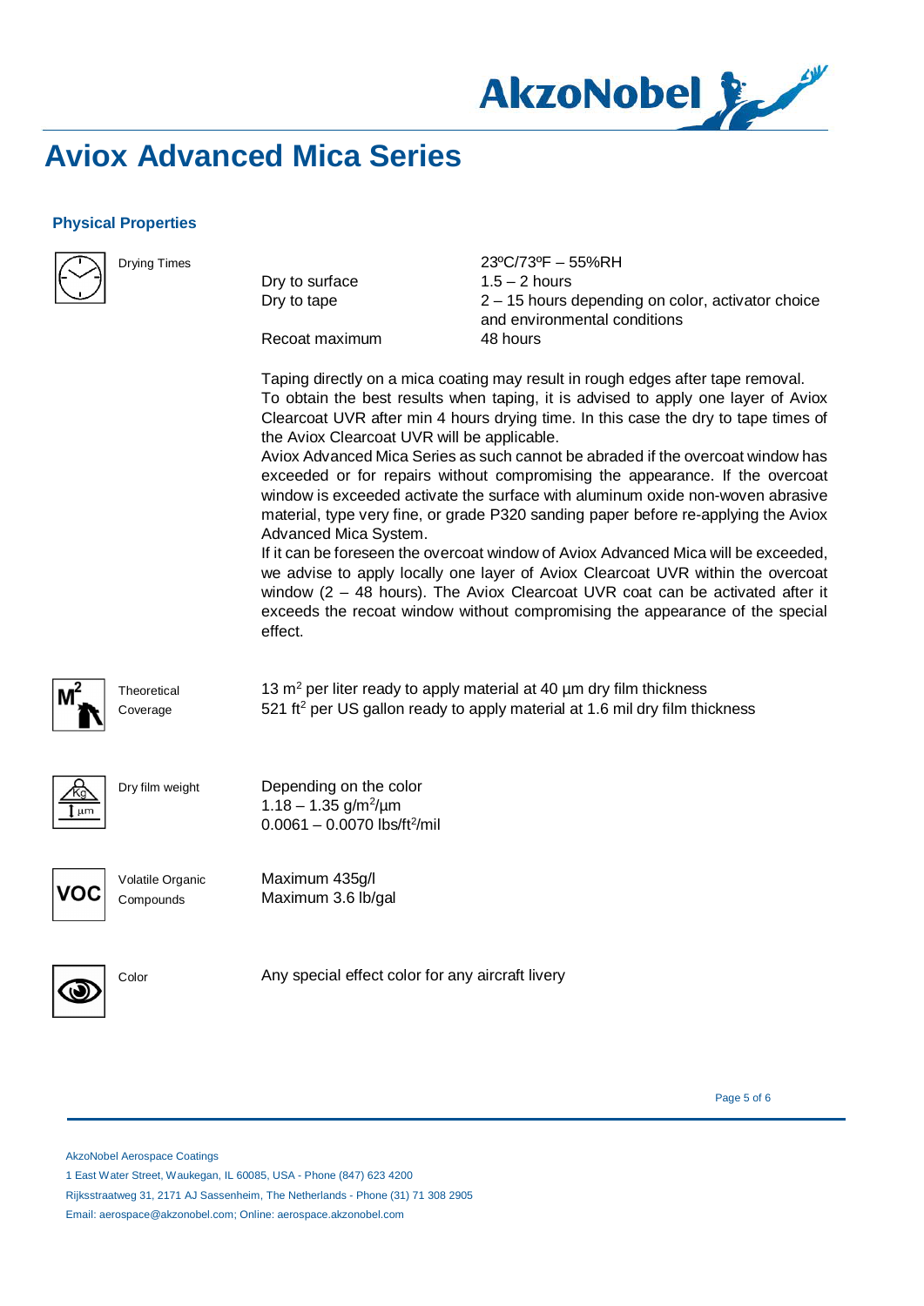# Aviox Advanced Mica Series

### Physical Properties

**Drying Times**

| | 23ºC/73ºF – 55%RH |
|---|---|
| Dry to surface | 1.5 – 2 hours |
| Dry to tape | 2 – 15 hours depending on color, activator choice and environmental conditions |
| Recoat maximum | 48 hours |

Taping directly on a mica coating may result in rough edges after tape removal. To obtain the best results when taping, it is advised to apply one layer of Aviox Clearcoat UVR after min 4 hours drying time. In this case the dry to tape times of the Aviox Clearcoat UVR will be applicable.
Aviox Advanced Mica Series as such cannot be abraded if the overcoat window has exceeded or for repairs without compromising the appearance. If the overcoat window is exceeded activate the surface with aluminum oxide non-woven abrasive material, type very fine, or grade P320 sanding paper before re-applying the Aviox Advanced Mica System.
If it can be foreseen the overcoat window of Aviox Advanced Mica will be exceeded, we advise to apply locally one layer of Aviox Clearcoat UVR within the overcoat window (2 – 48 hours). The Aviox Clearcoat UVR coat can be activated after it exceeds the recoat window without compromising the appearance of the special effect.

**Theoretical Coverage**

13 $m^2$ per liter ready to apply material at 40 µm dry film thickness
521 $ft^2$ per US gallon ready to apply material at 1.6 mil dry film thickness

**Dry film weight**

Depending on the color
1.18 – 1.35 $g/m^2/\mu m$
0.0061 – 0.0070 $lbs/ft^2/mil$

**Volatile Organic Compounds**

Maximum 435g/l
Maximum 3.6 lb/gal

**Color**

Any special effect color for any aircraft livery

AkzoNobel Aerospace Coatings
1 East Water Street, Waukegan, IL 60085, USA - Phone (847) 623 4200
Rijksstraatweg 31, 2171 AJ Sassenheim, The Netherlands - Phone (31) 71 308 2905
Email: aerospace@akzonobel.com; Online: aerospace.akzonobel.com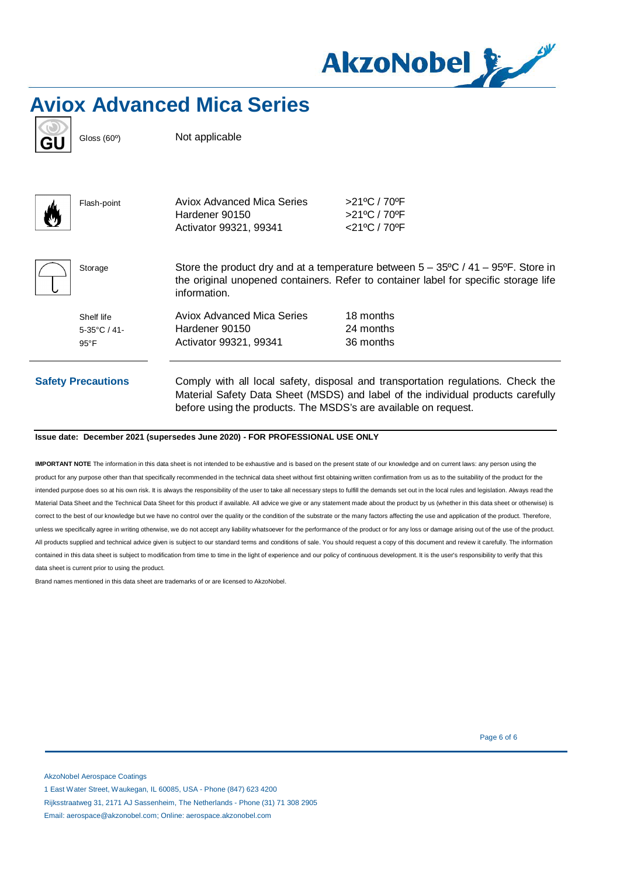# Aviox Advanced Mica Series

| | | |
|---|---|---|
| Gloss (60º) | Not applicable | |
| Flash-point | Aviox Advanced Mica Series | >21ºC / 70ºF |
| | Hardener 90150 | >21ºC / 70ºF |
| | Activator 99321, 99341 | <21ºC / 70ºF |
| Storage | Store the product dry and at a temperature between 5 – 35ºC / 41 – 95ºF. Store in the original unopened containers. Refer to container label for specific storage life information. | |
| Shelf life 5-35°C / 41-95°F | Aviox Advanced Mica Series | 18 months |
| | Hardener 90150 | 24 months |
| | Activator 99321, 99341 | 36 months |

**Safety Precautions**

Comply with all local safety, disposal and transportation regulations. Check the Material Safety Data Sheet (MSDS) and label of the individual products carefully before using the products. The MSDS's are available on request.

**Issue date: December 2021 (supersedes June 2020) - FOR PROFESSIONAL USE ONLY**

**IMPORTANT NOTE** The information in this data sheet is not intended to be exhaustive and is based on the present state of our knowledge and on current laws: any person using the product for any purpose other than that specifically recommended in the technical data sheet without first obtaining written confirmation from us as to the suitability of the product for the intended purpose does so at his own risk. It is always the responsibility of the user to take all necessary steps to fulfill the demands set out in the local rules and legislation. Always read the Material Data Sheet and the Technical Data Sheet for this product if available. All advice we give or any statement made about the product by us (whether in this data sheet or otherwise) is correct to the best of our knowledge but we have no control over the quality or the condition of the substrate or the many factors affecting the use and application of the product. Therefore, unless we specifically agree in writing otherwise, we do not accept any liability whatsoever for the performance of the product or for any loss or damage arising out of the use of the product. All products supplied and technical advice given is subject to our standard terms and conditions of sale. You should request a copy of this document and review it carefully. The information contained in this data sheet is subject to modification from time to time in the light of experience and our policy of continuous development. It is the user's responsibility to verify that this data sheet is current prior to using the product.

Brand names mentioned in this data sheet are trademarks of or are licensed to AkzoNobel.

AkzoNobel Aerospace Coatings
1 East Water Street, Waukegan, IL 60085, USA - Phone (847) 623 4200
Rijksstraatweg 31, 2171 AJ Sassenheim, The Netherlands - Phone (31) 71 308 2905
Email: aerospace@akzonobel.com; Online: aerospace.akzonobel.com